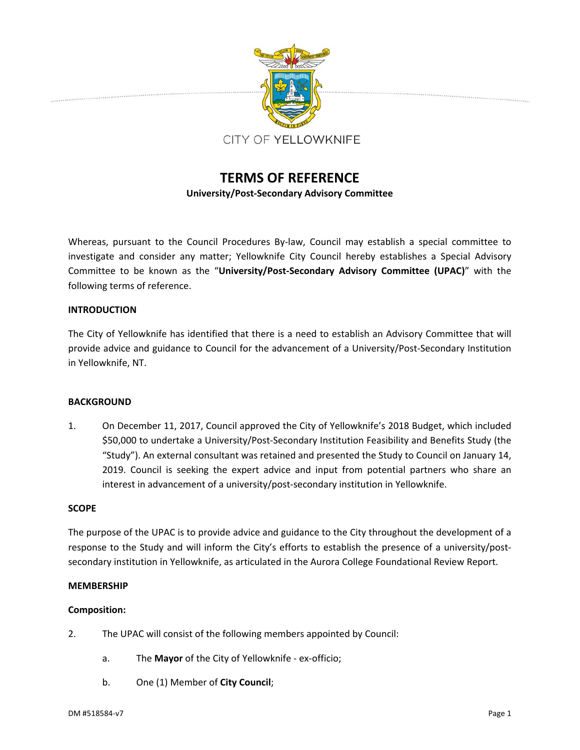CITY OF YELLOWKNIFE

# TERMS OF REFERENCE

**University/Post-Secondary Advisory Committee**

Whereas, pursuant to the Council Procedures By-law, Council may establish a special committee to investigate and consider any matter; Yellowknife City Council hereby establishes a Special Advisory Committee to be known as the "**University/Post-Secondary Advisory Committee (UPAC)**" with the following terms of reference.

## INTRODUCTION

The City of Yellowknife has identified that there is a need to establish an Advisory Committee that will provide advice and guidance to Council for the advancement of a University/Post-Secondary Institution in Yellowknife, NT.

## BACKGROUND

1. On December 11, 2017, Council approved the City of Yellowknife's 2018 Budget, which included $50,000 to undertake a University/Post-Secondary Institution Feasibility and Benefits Study (the "Study"). An external consultant was retained and presented the Study to Council on January 14, 2019. Council is seeking the expert advice and input from potential partners who share an interest in advancement of a university/post-secondary institution in Yellowknife.

## SCOPE

The purpose of the UPAC is to provide advice and guidance to the City throughout the development of a response to the Study and will inform the City's efforts to establish the presence of a university/post-secondary institution in Yellowknife, as articulated in the Aurora College Foundational Review Report.

## MEMBERSHIP

### Composition:

2. The UPAC will consist of the following members appointed by Council:

   a. The **Mayor** of the City of Yellowknife - ex-officio;

   b. One (1) Member of **City Council**;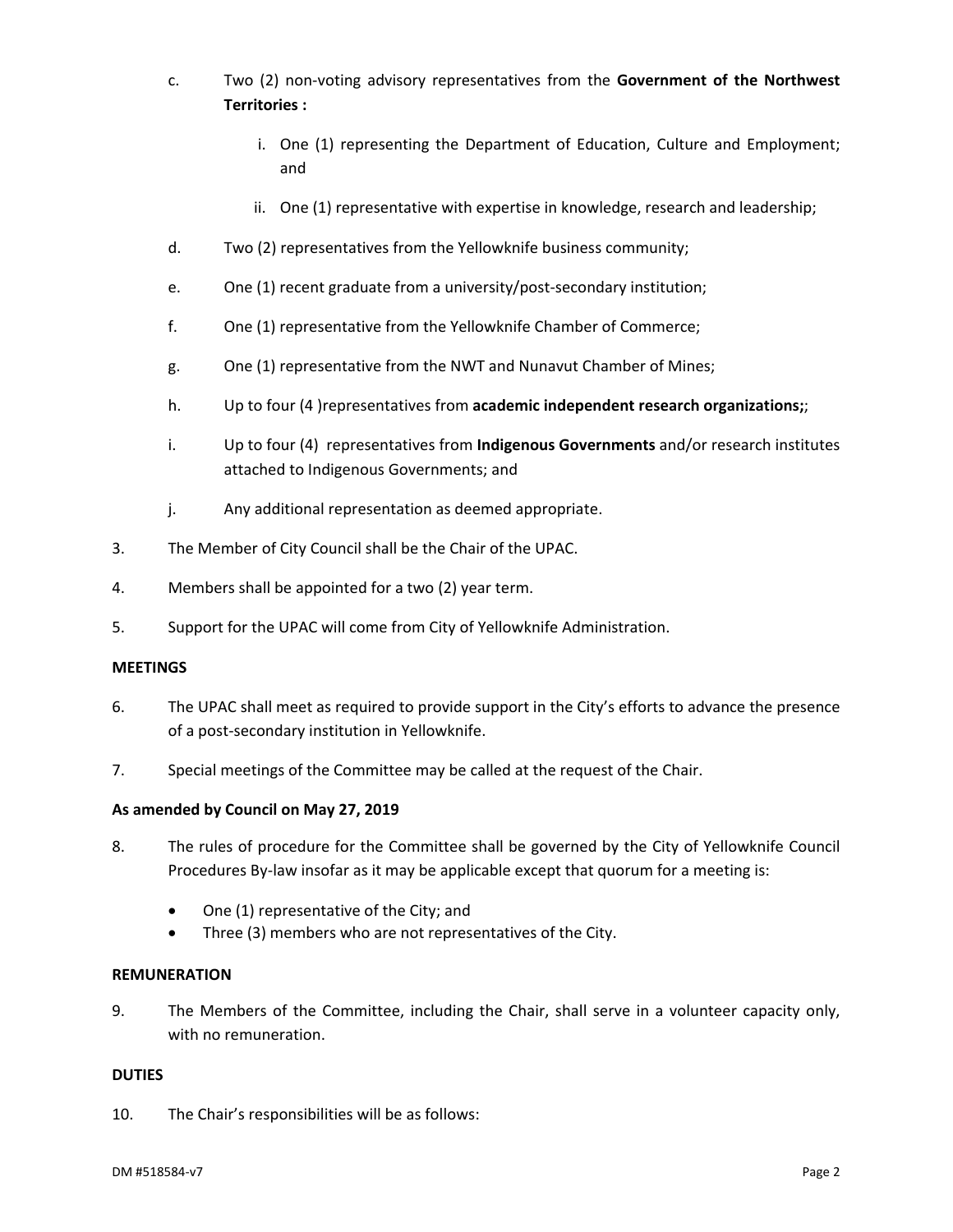c. Two (2) non-voting advisory representatives from the **Government of the Northwest Territories :**

   i. One (1) representing the Department of Education, Culture and Employment; and

   ii. One (1) representative with expertise in knowledge, research and leadership;

d. Two (2) representatives from the Yellowknife business community;

e. One (1) recent graduate from a university/post-secondary institution;

f. One (1) representative from the Yellowknife Chamber of Commerce;

g. One (1) representative from the NWT and Nunavut Chamber of Mines;

h. Up to four (4 )representatives from **academic independent research organizations;**;

i. Up to four (4) representatives from **Indigenous Governments** and/or research institutes attached to Indigenous Governments; and

j. Any additional representation as deemed appropriate.

3. The Member of City Council shall be the Chair of the UPAC.

4. Members shall be appointed for a two (2) year term.

5. Support for the UPAC will come from City of Yellowknife Administration.

**MEETINGS**

6. The UPAC shall meet as required to provide support in the City's efforts to advance the presence of a post-secondary institution in Yellowknife.

7. Special meetings of the Committee may be called at the request of the Chair.

**As amended by Council on May 27, 2019**

8. The rules of procedure for the Committee shall be governed by the City of Yellowknife Council Procedures By-law insofar as it may be applicable except that quorum for a meeting is:

   - One (1) representative of the City; and
   - Three (3) members who are not representatives of the City.

**REMUNERATION**

9. The Members of the Committee, including the Chair, shall serve in a volunteer capacity only, with no remuneration.

**DUTIES**

10. The Chair's responsibilities will be as follows: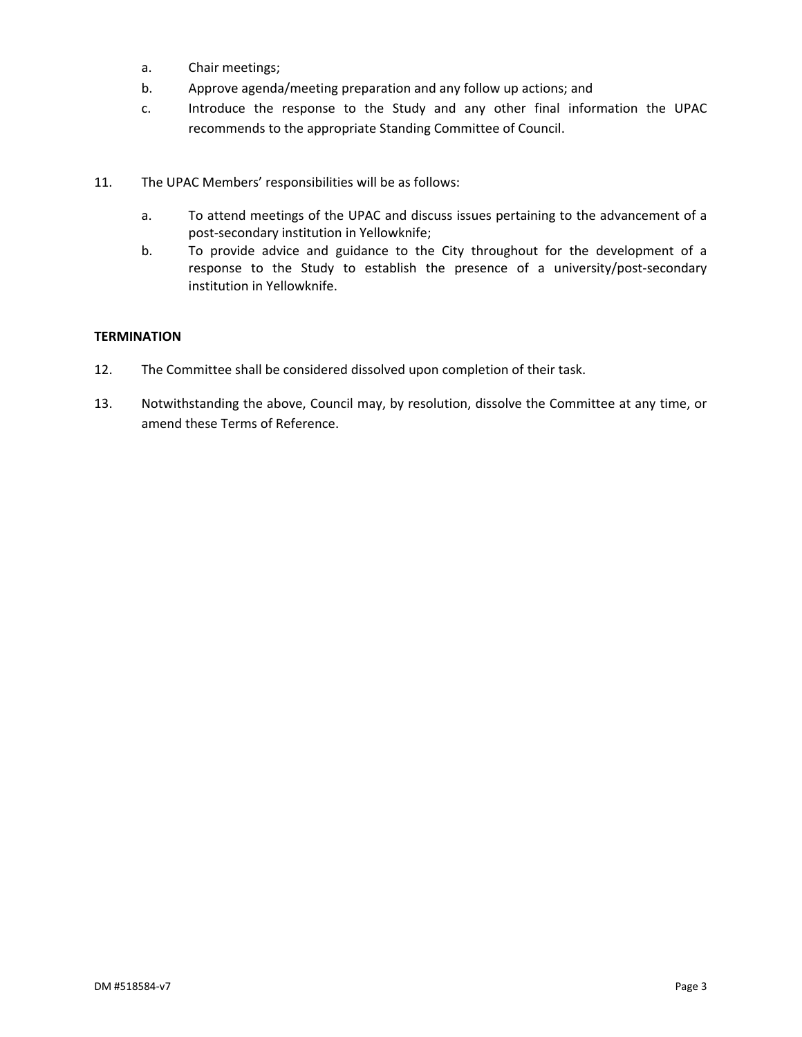a. Chair meetings;

b. Approve agenda/meeting preparation and any follow up actions; and

c. Introduce the response to the Study and any other final information the UPAC recommends to the appropriate Standing Committee of Council.

11. The UPAC Members' responsibilities will be as follows:

    a. To attend meetings of the UPAC and discuss issues pertaining to the advancement of a post-secondary institution in Yellowknife;

    b. To provide advice and guidance to the City throughout for the development of a response to the Study to establish the presence of a university/post-secondary institution in Yellowknife.

**TERMINATION**

12. The Committee shall be considered dissolved upon completion of their task.

13. Notwithstanding the above, Council may, by resolution, dissolve the Committee at any time, or amend these Terms of Reference.